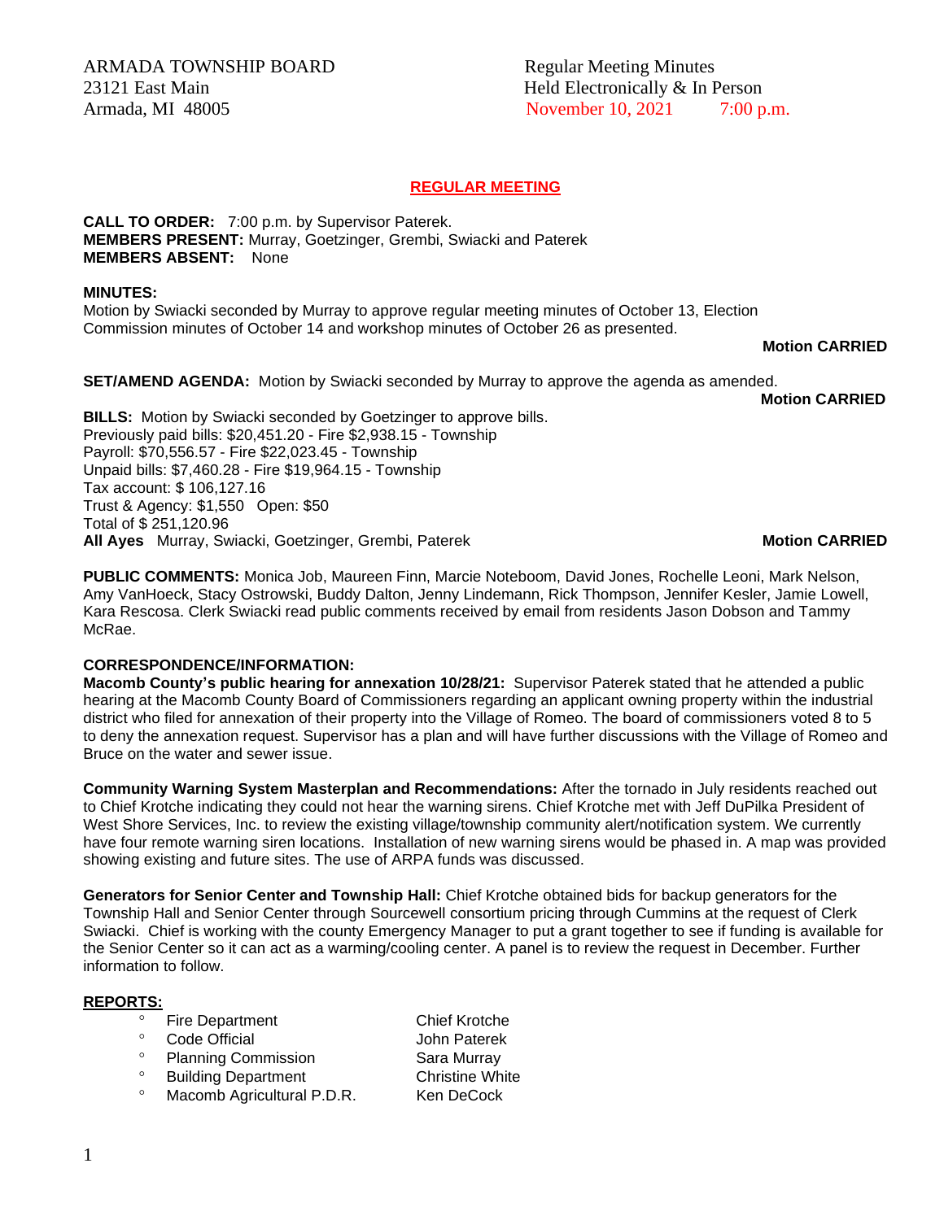ARMADA TOWNSHIP BOARD
23121 East Main
Armada, MI 48005

Regular Meeting Minutes
Held Electronically & In Person
November 10, 2021 7:00 p.m.

## REGULAR MEETING

**CALL TO ORDER:** 7:00 p.m. by Supervisor Paterek.
**MEMBERS PRESENT:** Murray, Goetzinger, Grembi, Swiacki and Paterek
**MEMBERS ABSENT:** None

**MINUTES:**
Motion by Swiacki seconded by Murray to approve regular meeting minutes of October 13, Election Commission minutes of October 14 and workshop minutes of October 26 as presented.

**Motion CARRIED**

**SET/AMEND AGENDA:** Motion by Swiacki seconded by Murray to approve the agenda as amended.

**Motion CARRIED**

**BILLS:** Motion by Swiacki seconded by Goetzinger to approve bills.
Previously paid bills: $20,451.20 - Fire $2,938.15 - Township
Payroll: $70,556.57 - Fire $22,023.45 - Township
Unpaid bills: $7,460.28 - Fire $19,964.15 - Township
Tax account: $ 106,127.16
Trust & Agency: $1,550 Open: $50
Total of $ 251,120.96
**All Ayes** Murray, Swiacki, Goetzinger, Grembi, Paterek **Motion CARRIED**

**PUBLIC COMMENTS:** Monica Job, Maureen Finn, Marcie Noteboom, David Jones, Rochelle Leoni, Mark Nelson, Amy VanHoeck, Stacy Ostrowski, Buddy Dalton, Jenny Lindemann, Rick Thompson, Jennifer Kesler, Jamie Lowell, Kara Rescosa. Clerk Swiacki read public comments received by email from residents Jason Dobson and Tammy McRae.

**CORRESPONDENCE/INFORMATION:**
**Macomb County's public hearing for annexation 10/28/21:** Supervisor Paterek stated that he attended a public hearing at the Macomb County Board of Commissioners regarding an applicant owning property within the industrial district who filed for annexation of their property into the Village of Romeo. The board of commissioners voted 8 to 5 to deny the annexation request. Supervisor has a plan and will have further discussions with the Village of Romeo and Bruce on the water and sewer issue.

**Community Warning System Masterplan and Recommendations:** After the tornado in July residents reached out to Chief Krotche indicating they could not hear the warning sirens. Chief Krotche met with Jeff DuPilka President of West Shore Services, Inc. to review the existing village/township community alert/notification system. We currently have four remote warning siren locations. Installation of new warning sirens would be phased in. A map was provided showing existing and future sites. The use of ARPA funds was discussed.

**Generators for Senior Center and Township Hall:** Chief Krotche obtained bids for backup generators for the Township Hall and Senior Center through Sourcewell consortium pricing through Cummins at the request of Clerk Swiacki. Chief is working with the county Emergency Manager to put a grant together to see if funding is available for the Senior Center so it can act as a warming/cooling center. A panel is to review the request in December. Further information to follow.

**REPORTS:**

- Fire Department — Chief Krotche
- Code Official — John Paterek
- Planning Commission — Sara Murray
- Building Department — Christine White
- Macomb Agricultural P.D.R. — Ken DeCock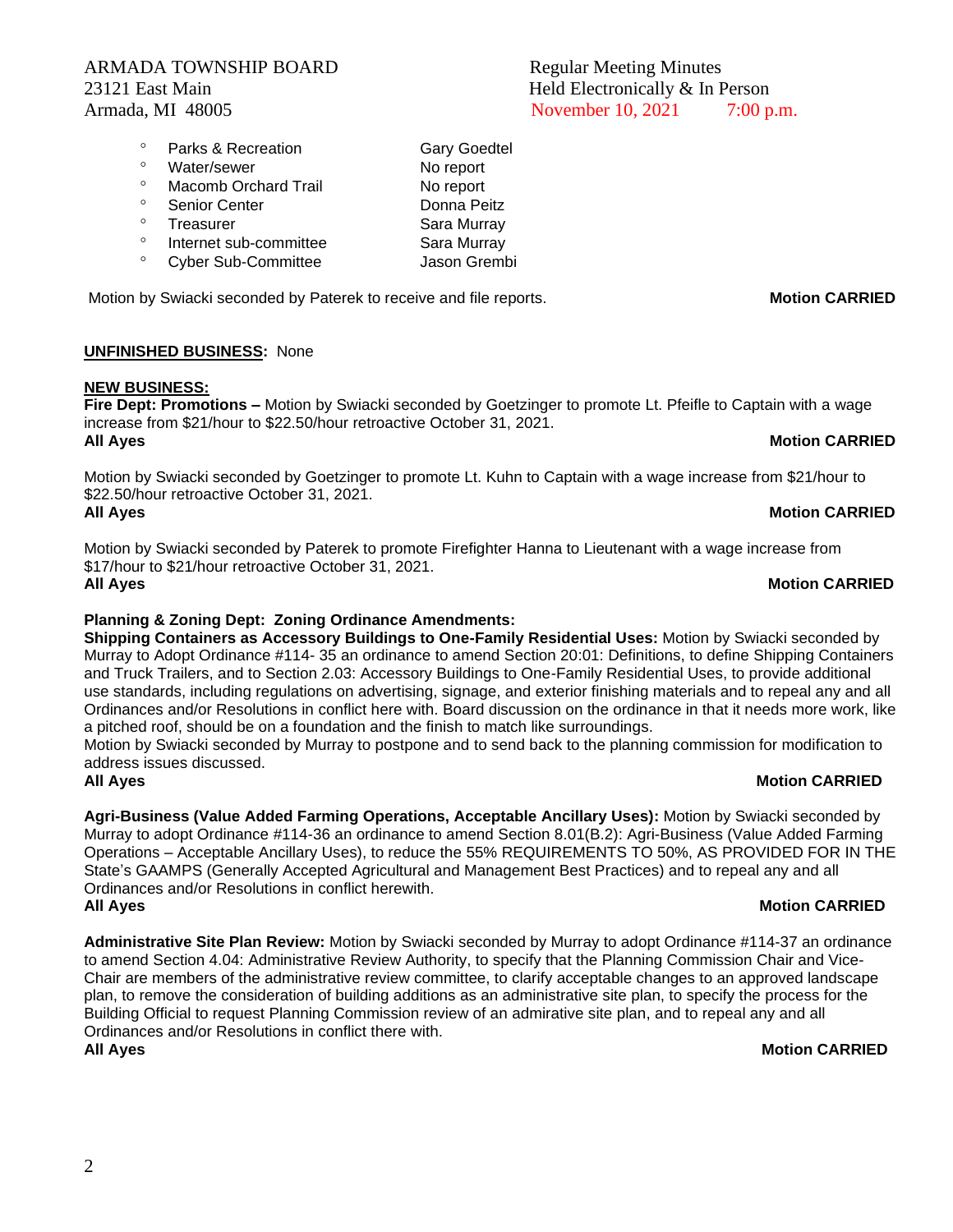ARMADA TOWNSHIP BOARD
23121 East Main
Armada, MI 48005

Regular Meeting Minutes
Held Electronically & In Person
November 10, 2021 7:00 p.m.

- Parks & Recreation — Gary Goedtel
- Water/sewer — No report
- Macomb Orchard Trail — No report
- Senior Center — Donna Peitz
- Treasurer — Sara Murray
- Internet sub-committee — Sara Murray
- Cyber Sub-Committee — Jason Grembi

Motion by Swiacki seconded by Paterek to receive and file reports. **Motion CARRIED**

**UNFINISHED BUSINESS:** None

**NEW BUSINESS:**

**Fire Dept: Promotions –** Motion by Swiacki seconded by Goetzinger to promote Lt. Pfeifle to Captain with a wage increase from $21/hour to $22.50/hour retroactive October 31, 2021.
**All Ayes** **Motion CARRIED**

Motion by Swiacki seconded by Goetzinger to promote Lt. Kuhn to Captain with a wage increase from $21/hour to $22.50/hour retroactive October 31, 2021.
**All Ayes** **Motion CARRIED**

Motion by Swiacki seconded by Paterek to promote Firefighter Hanna to Lieutenant with a wage increase from $17/hour to $21/hour retroactive October 31, 2021.
**All Ayes** **Motion CARRIED**

**Planning & Zoning Dept: Zoning Ordinance Amendments:**

**Shipping Containers as Accessory Buildings to One-Family Residential Uses:** Motion by Swiacki seconded by Murray to Adopt Ordinance #114- 35 an ordinance to amend Section 20:01: Definitions, to define Shipping Containers and Truck Trailers, and to Section 2.03: Accessory Buildings to One-Family Residential Uses, to provide additional use standards, including regulations on advertising, signage, and exterior finishing materials and to repeal any and all Ordinances and/or Resolutions in conflict here with. Board discussion on the ordinance in that it needs more work, like a pitched roof, should be on a foundation and the finish to match like surroundings.
Motion by Swiacki seconded by Murray to postpone and to send back to the planning commission for modification to address issues discussed.
**All Ayes** **Motion CARRIED**

**Agri-Business (Value Added Farming Operations, Acceptable Ancillary Uses):** Motion by Swiacki seconded by Murray to adopt Ordinance #114-36 an ordinance to amend Section 8.01(B.2): Agri-Business (Value Added Farming Operations – Acceptable Ancillary Uses), to reduce the 55% REQUIREMENTS TO 50%, AS PROVIDED FOR IN THE State's GAAMPS (Generally Accepted Agricultural and Management Best Practices) and to repeal any and all Ordinances and/or Resolutions in conflict herewith.
**All Ayes** **Motion CARRIED**

**Administrative Site Plan Review:** Motion by Swiacki seconded by Murray to adopt Ordinance #114-37 an ordinance to amend Section 4.04: Administrative Review Authority, to specify that the Planning Commission Chair and Vice-Chair are members of the administrative review committee, to clarify acceptable changes to an approved landscape plan, to remove the consideration of building additions as an administrative site plan, to specify the process for the Building Official to request Planning Commission review of an admirative site plan, and to repeal any and all Ordinances and/or Resolutions in conflict there with.
**All Ayes** **Motion CARRIED**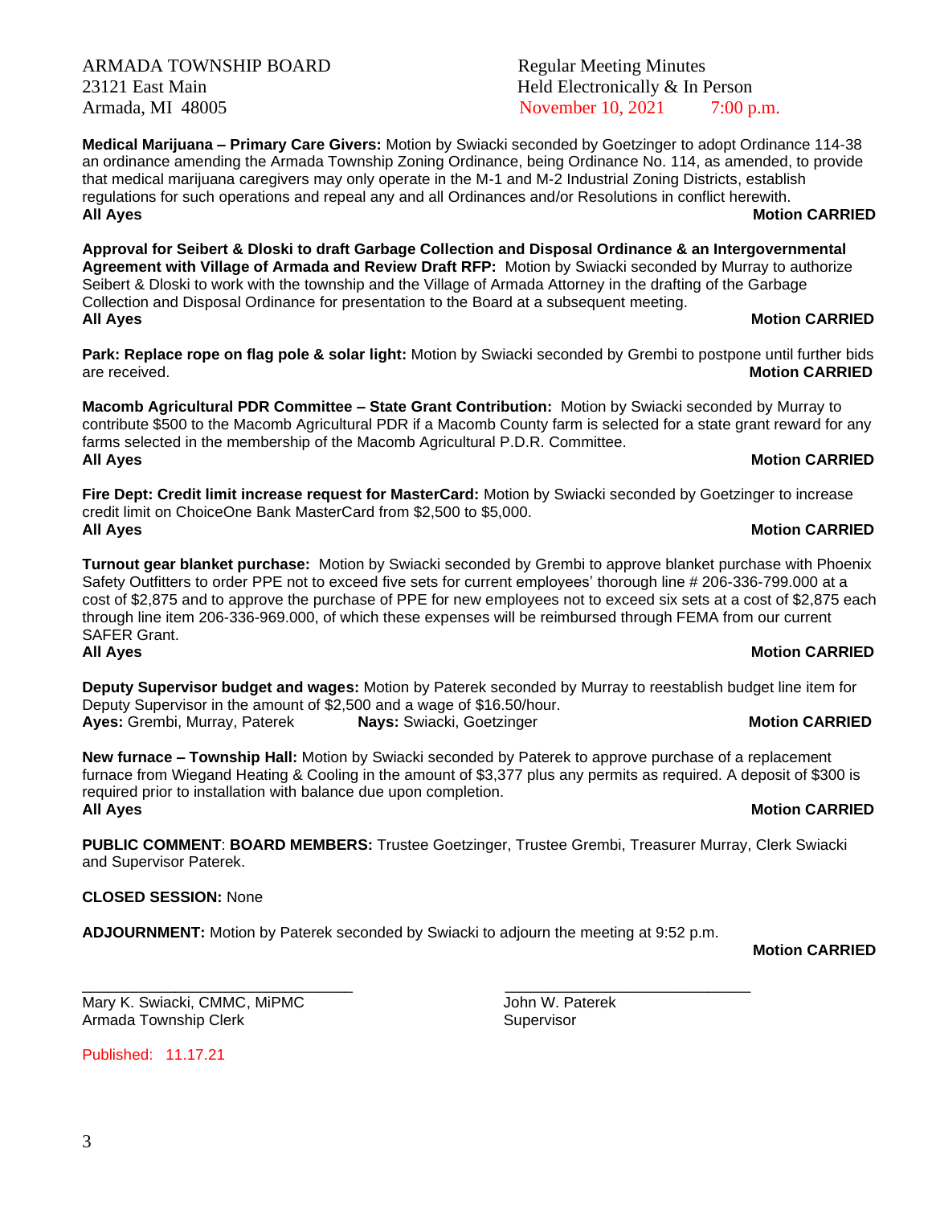ARMADA TOWNSHIP BOARD
23121 East Main
Armada, MI 48005

Regular Meeting Minutes
Held Electronically & In Person
November 10, 2021 7:00 p.m.

**Medical Marijuana – Primary Care Givers:** Motion by Swiacki seconded by Goetzinger to adopt Ordinance 114-38 an ordinance amending the Armada Township Zoning Ordinance, being Ordinance No. 114, as amended, to provide that medical marijuana caregivers may only operate in the M-1 and M-2 Industrial Zoning Districts, establish regulations for such operations and repeal any and all Ordinances and/or Resolutions in conflict herewith.
**All Ayes** **Motion CARRIED**

**Approval for Seibert & Dloski to draft Garbage Collection and Disposal Ordinance & an Intergovernmental Agreement with Village of Armada and Review Draft RFP:** Motion by Swiacki seconded by Murray to authorize Seibert & Dloski to work with the township and the Village of Armada Attorney in the drafting of the Garbage Collection and Disposal Ordinance for presentation to the Board at a subsequent meeting.
**All Ayes** **Motion CARRIED**

**Park: Replace rope on flag pole & solar light:** Motion by Swiacki seconded by Grembi to postpone until further bids are received. **Motion CARRIED**

**Macomb Agricultural PDR Committee – State Grant Contribution:** Motion by Swiacki seconded by Murray to contribute $500 to the Macomb Agricultural PDR if a Macomb County farm is selected for a state grant reward for any farms selected in the membership of the Macomb Agricultural P.D.R. Committee.
**All Ayes** **Motion CARRIED**

**Fire Dept: Credit limit increase request for MasterCard:** Motion by Swiacki seconded by Goetzinger to increase credit limit on ChoiceOne Bank MasterCard from $2,500 to $5,000.
**All Ayes** **Motion CARRIED**

**Turnout gear blanket purchase:** Motion by Swiacki seconded by Grembi to approve blanket purchase with Phoenix Safety Outfitters to order PPE not to exceed five sets for current employees' thorough line # 206-336-799.000 at a cost of $2,875 and to approve the purchase of PPE for new employees not to exceed six sets at a cost of $2,875 each through line item 206-336-969.000, of which these expenses will be reimbursed through FEMA from our current SAFER Grant.
**All Ayes** **Motion CARRIED**

**Deputy Supervisor budget and wages:** Motion by Paterek seconded by Murray to reestablish budget line item for Deputy Supervisor in the amount of $2,500 and a wage of $16.50/hour.
**Ayes:** Grembi, Murray, Paterek **Nays:** Swiacki, Goetzinger **Motion CARRIED**

**New furnace – Township Hall:** Motion by Swiacki seconded by Paterek to approve purchase of a replacement furnace from Wiegand Heating & Cooling in the amount of $3,377 plus any permits as required. A deposit of $300 is required prior to installation with balance due upon completion.
**All Ayes** **Motion CARRIED**

**PUBLIC COMMENT**: **BOARD MEMBERS:** Trustee Goetzinger, Trustee Grembi, Treasurer Murray, Clerk Swiacki and Supervisor Paterek.

**CLOSED SESSION:** None

**ADJOURNMENT:** Motion by Paterek seconded by Swiacki to adjourn the meeting at 9:52 p.m.
**Motion CARRIED**

_______________________________
Mary K. Swiacki, CMMC, MiPMC
Armada Township Clerk

_______________________________
John W. Paterek
Supervisor

Published: 11.17.21